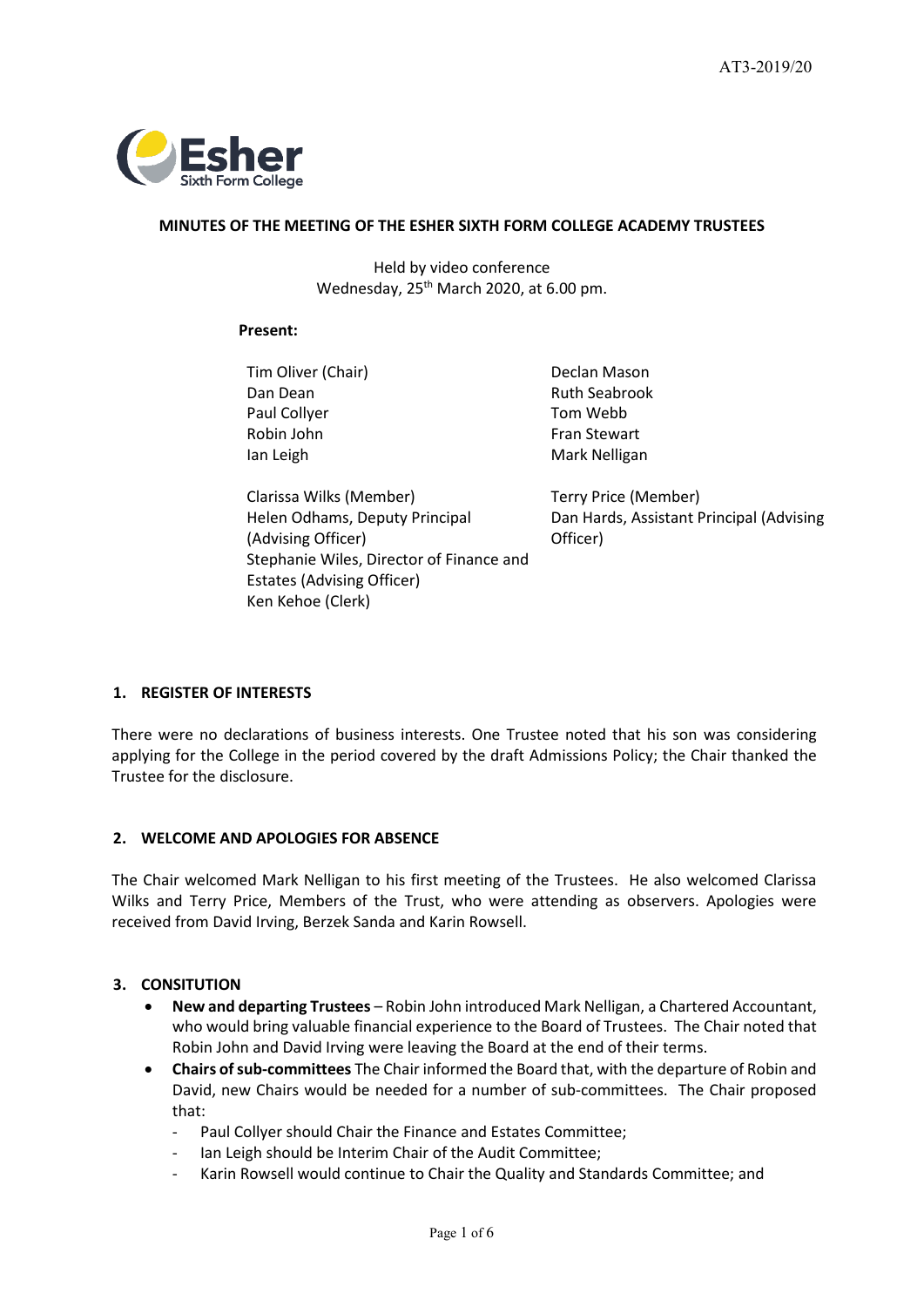AT3-2019/20

**MINUTES OF THE MEETING OF THE ESHER SIXTH FORM COLLEGE ACADEMY TRUSTEES**

Held by video conference
Wednesday, 25th March 2020, at 6.00 pm.

**Present:**

Tim Oliver (Chair)
Dan Dean
Paul Collyer
Robin John
Ian Leigh
Declan Mason
Ruth Seabrook
Tom Webb
Fran Stewart
Mark Nelligan

Clarissa Wilks (Member)
Terry Price (Member)
Helen Odhams, Deputy Principal (Advising Officer)
Dan Hards, Assistant Principal (Advising Officer)
Stephanie Wiles, Director of Finance and Estates (Advising Officer)
Ken Kehoe (Clerk)

## 1. REGISTER OF INTERESTS

There were no declarations of business interests. One Trustee noted that his son was considering applying for the College in the period covered by the draft Admissions Policy; the Chair thanked the Trustee for the disclosure.

## 2. WELCOME AND APOLOGIES FOR ABSENCE

The Chair welcomed Mark Nelligan to his first meeting of the Trustees. He also welcomed Clarissa Wilks and Terry Price, Members of the Trust, who were attending as observers. Apologies were received from David Irving, Berzek Sanda and Karin Rowsell.

## 3. CONSITUTION

- **New and departing Trustees** – Robin John introduced Mark Nelligan, a Chartered Accountant, who would bring valuable financial experience to the Board of Trustees. The Chair noted that Robin John and David Irving were leaving the Board at the end of their terms.
- **Chairs of sub-committees** The Chair informed the Board that, with the departure of Robin and David, new Chairs would be needed for a number of sub-committees. The Chair proposed that:
  - Paul Collyer should Chair the Finance and Estates Committee;
  - Ian Leigh should be Interim Chair of the Audit Committee;
  - Karin Rowsell would continue to Chair the Quality and Standards Committee; and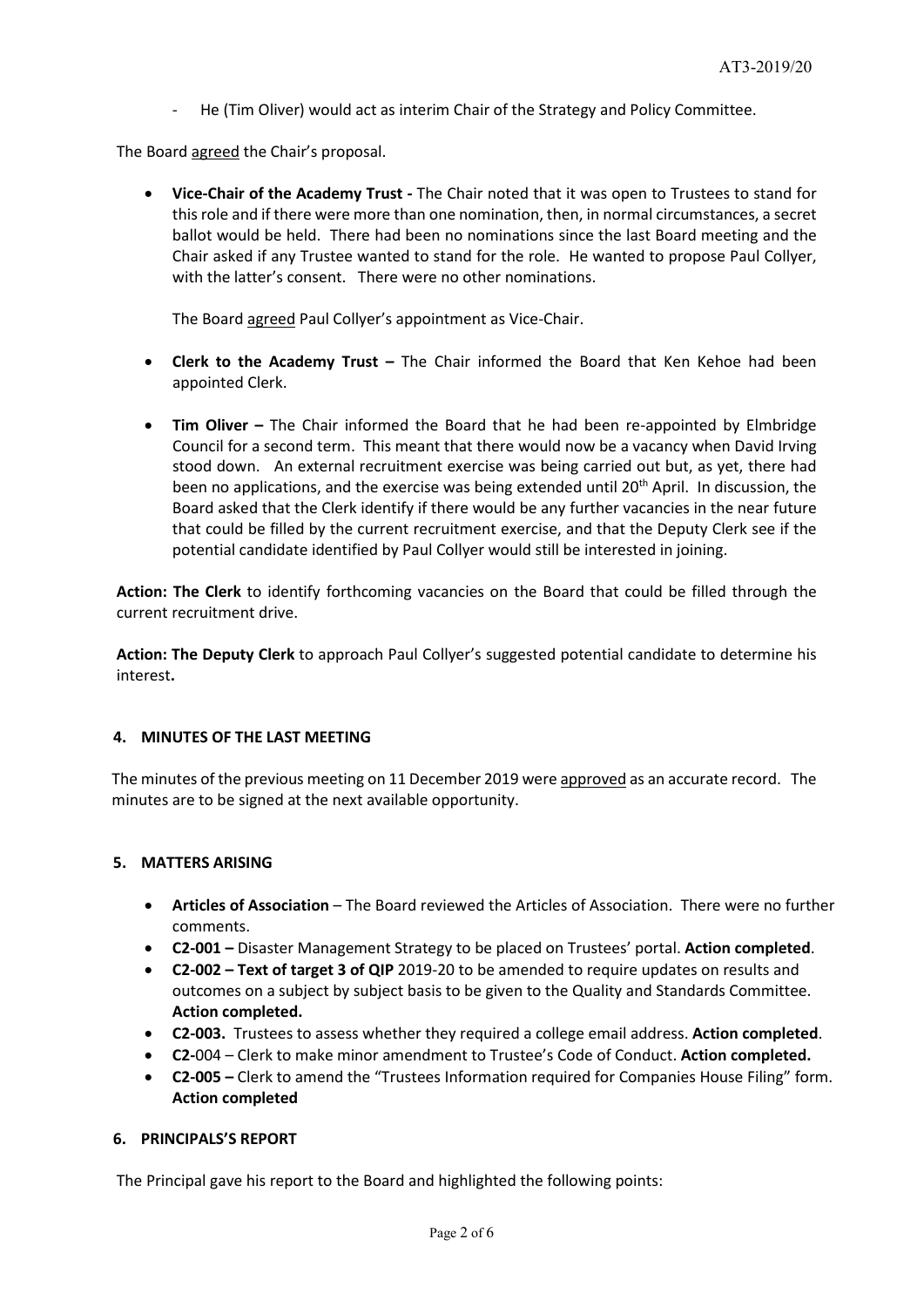- He (Tim Oliver) would act as interim Chair of the Strategy and Policy Committee.

The Board agreed the Chair's proposal.

- **Vice-Chair of the Academy Trust -** The Chair noted that it was open to Trustees to stand for this role and if there were more than one nomination, then, in normal circumstances, a secret ballot would be held. There had been no nominations since the last Board meeting and the Chair asked if any Trustee wanted to stand for the role. He wanted to propose Paul Collyer, with the latter's consent. There were no other nominations.

  The Board agreed Paul Collyer's appointment as Vice-Chair.

- **Clerk to the Academy Trust –** The Chair informed the Board that Ken Kehoe had been appointed Clerk.

- **Tim Oliver –** The Chair informed the Board that he had been re-appointed by Elmbridge Council for a second term. This meant that there would now be a vacancy when David Irving stood down. An external recruitment exercise was being carried out but, as yet, there had been no applications, and the exercise was being extended until 20th April. In discussion, the Board asked that the Clerk identify if there would be any further vacancies in the near future that could be filled by the current recruitment exercise, and that the Deputy Clerk see if the potential candidate identified by Paul Collyer would still be interested in joining.

**Action: The Clerk** to identify forthcoming vacancies on the Board that could be filled through the current recruitment drive.

**Action: The Deputy Clerk** to approach Paul Collyer's suggested potential candidate to determine his interest**.**

#### 4. MINUTES OF THE LAST MEETING

The minutes of the previous meeting on 11 December 2019 were approved as an accurate record. The minutes are to be signed at the next available opportunity.

#### 5. MATTERS ARISING

- **Articles of Association** – The Board reviewed the Articles of Association. There were no further comments.
- **C2-001 –** Disaster Management Strategy to be placed on Trustees' portal. **Action completed**.
- **C2-002 – Text of target 3 of QIP** 2019-20 to be amended to require updates on results and outcomes on a subject by subject basis to be given to the Quality and Standards Committee. **Action completed.**
- **C2-003.** Trustees to assess whether they required a college email address. **Action completed**.
- **C2-**004 – Clerk to make minor amendment to Trustee's Code of Conduct. **Action completed.**
- **C2-005 –** Clerk to amend the "Trustees Information required for Companies House Filing" form. **Action completed**

#### 6. PRINCIPALS'S REPORT

The Principal gave his report to the Board and highlighted the following points: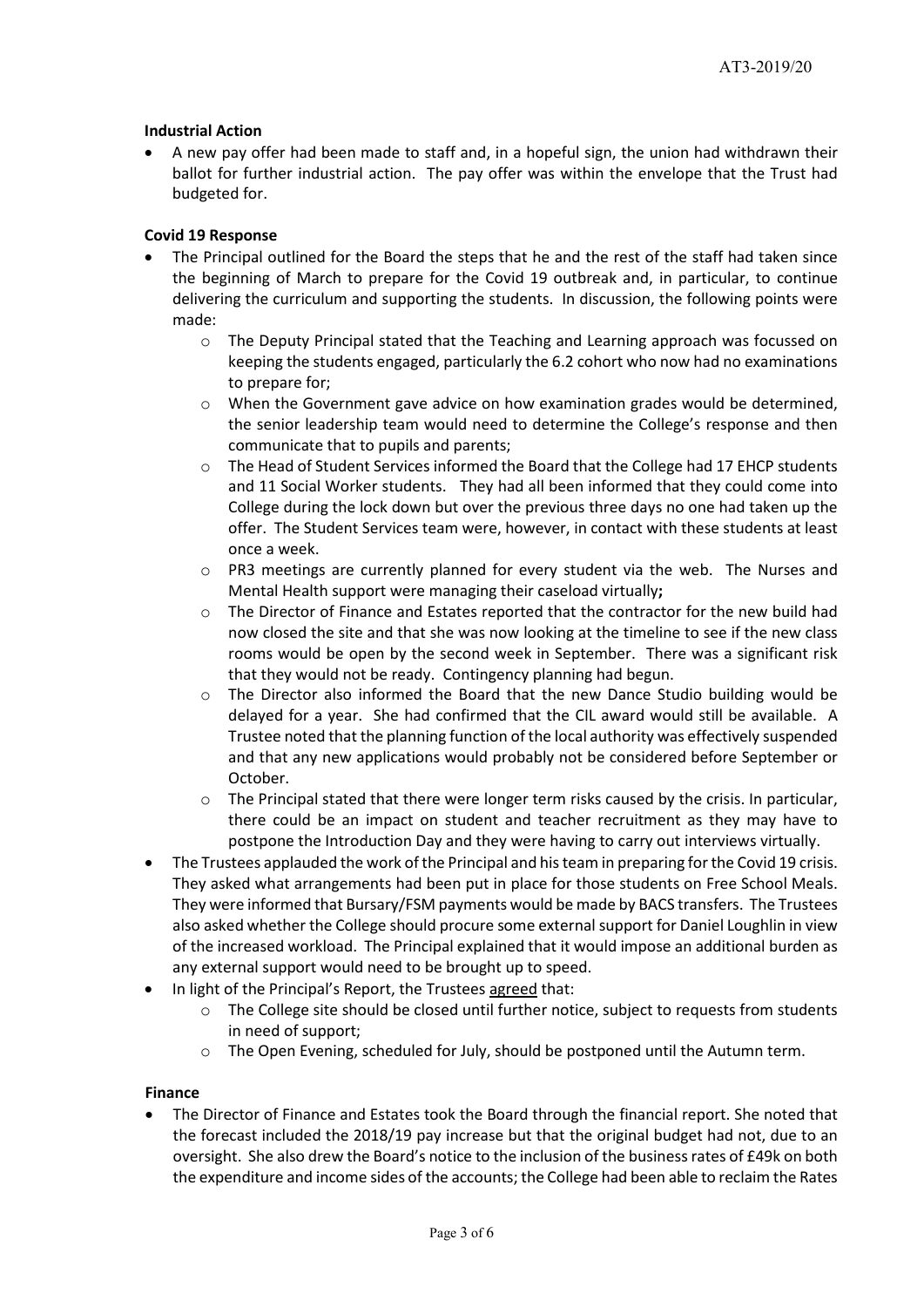**Industrial Action**

- A new pay offer had been made to staff and, in a hopeful sign, the union had withdrawn their ballot for further industrial action. The pay offer was within the envelope that the Trust had budgeted for.

**Covid 19 Response**

- The Principal outlined for the Board the steps that he and the rest of the staff had taken since the beginning of March to prepare for the Covid 19 outbreak and, in particular, to continue delivering the curriculum and supporting the students. In discussion, the following points were made:
    - The Deputy Principal stated that the Teaching and Learning approach was focussed on keeping the students engaged, particularly the 6.2 cohort who now had no examinations to prepare for;
    - When the Government gave advice on how examination grades would be determined, the senior leadership team would need to determine the College's response and then communicate that to pupils and parents;
    - The Head of Student Services informed the Board that the College had 17 EHCP students and 11 Social Worker students. They had all been informed that they could come into College during the lock down but over the previous three days no one had taken up the offer. The Student Services team were, however, in contact with these students at least once a week.
    - PR3 meetings are currently planned for every student via the web. The Nurses and Mental Health support were managing their caseload virtually**;**
    - The Director of Finance and Estates reported that the contractor for the new build had now closed the site and that she was now looking at the timeline to see if the new class rooms would be open by the second week in September. There was a significant risk that they would not be ready. Contingency planning had begun.
    - The Director also informed the Board that the new Dance Studio building would be delayed for a year. She had confirmed that the CIL award would still be available. A Trustee noted that the planning function of the local authority was effectively suspended and that any new applications would probably not be considered before September or October.
    - The Principal stated that there were longer term risks caused by the crisis. In particular, there could be an impact on student and teacher recruitment as they may have to postpone the Introduction Day and they were having to carry out interviews virtually.
- The Trustees applauded the work of the Principal and his team in preparing for the Covid 19 crisis. They asked what arrangements had been put in place for those students on Free School Meals. They were informed that Bursary/FSM payments would be made by BACS transfers. The Trustees also asked whether the College should procure some external support for Daniel Loughlin in view of the increased workload. The Principal explained that it would impose an additional burden as any external support would need to be brought up to speed.
- In light of the Principal's Report, the Trustees agreed that:
    - The College site should be closed until further notice, subject to requests from students in need of support;
    - The Open Evening, scheduled for July, should be postponed until the Autumn term.

**Finance**

- The Director of Finance and Estates took the Board through the financial report. She noted that the forecast included the 2018/19 pay increase but that the original budget had not, due to an oversight. She also drew the Board's notice to the inclusion of the business rates of £49k on both the expenditure and income sides of the accounts; the College had been able to reclaim the Rates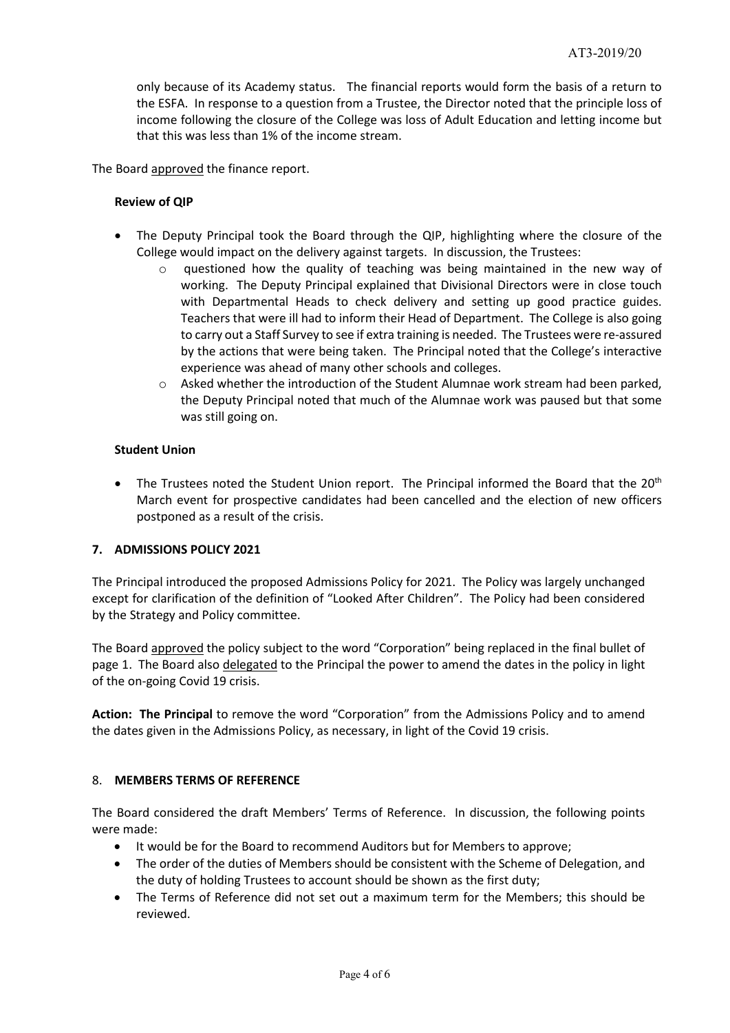only because of its Academy status. The financial reports would form the basis of a return to the ESFA. In response to a question from a Trustee, the Director noted that the principle loss of income following the closure of the College was loss of Adult Education and letting income but that this was less than 1% of the income stream.

The Board approved the finance report.

**Review of QIP**

- The Deputy Principal took the Board through the QIP, highlighting where the closure of the College would impact on the delivery against targets. In discussion, the Trustees:
  - questioned how the quality of teaching was being maintained in the new way of working. The Deputy Principal explained that Divisional Directors were in close touch with Departmental Heads to check delivery and setting up good practice guides. Teachers that were ill had to inform their Head of Department. The College is also going to carry out a Staff Survey to see if extra training is needed. The Trustees were re-assured by the actions that were being taken. The Principal noted that the College's interactive experience was ahead of many other schools and colleges.
  - Asked whether the introduction of the Student Alumnae work stream had been parked, the Deputy Principal noted that much of the Alumnae work was paused but that some was still going on.

**Student Union**

- The Trustees noted the Student Union report. The Principal informed the Board that the 20th March event for prospective candidates had been cancelled and the election of new officers postponed as a result of the crisis.

## 7. ADMISSIONS POLICY 2021

The Principal introduced the proposed Admissions Policy for 2021. The Policy was largely unchanged except for clarification of the definition of "Looked After Children". The Policy had been considered by the Strategy and Policy committee.

The Board approved the policy subject to the word "Corporation" being replaced in the final bullet of page 1. The Board also delegated to the Principal the power to amend the dates in the policy in light of the on-going Covid 19 crisis.

**Action: The Principal** to remove the word "Corporation" from the Admissions Policy and to amend the dates given in the Admissions Policy, as necessary, in light of the Covid 19 crisis.

## 8. MEMBERS TERMS OF REFERENCE

The Board considered the draft Members' Terms of Reference. In discussion, the following points were made:

- It would be for the Board to recommend Auditors but for Members to approve;
- The order of the duties of Members should be consistent with the Scheme of Delegation, and the duty of holding Trustees to account should be shown as the first duty;
- The Terms of Reference did not set out a maximum term for the Members; this should be reviewed.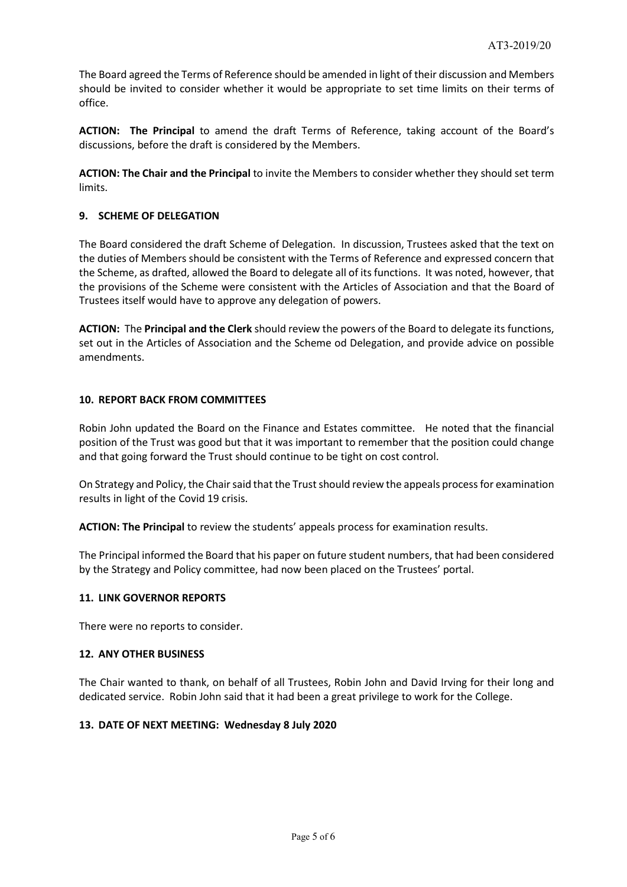The Board agreed the Terms of Reference should be amended in light of their discussion and Members should be invited to consider whether it would be appropriate to set time limits on their terms of office.

**ACTION: The Principal** to amend the draft Terms of Reference, taking account of the Board's discussions, before the draft is considered by the Members.

**ACTION: The Chair and the Principal** to invite the Members to consider whether they should set term limits.

## 9. SCHEME OF DELEGATION

The Board considered the draft Scheme of Delegation. In discussion, Trustees asked that the text on the duties of Members should be consistent with the Terms of Reference and expressed concern that the Scheme, as drafted, allowed the Board to delegate all of its functions. It was noted, however, that the provisions of the Scheme were consistent with the Articles of Association and that the Board of Trustees itself would have to approve any delegation of powers.

**ACTION:** The **Principal and the Clerk** should review the powers of the Board to delegate its functions, set out in the Articles of Association and the Scheme od Delegation, and provide advice on possible amendments.

## 10. REPORT BACK FROM COMMITTEES

Robin John updated the Board on the Finance and Estates committee. He noted that the financial position of the Trust was good but that it was important to remember that the position could change and that going forward the Trust should continue to be tight on cost control.

On Strategy and Policy, the Chair said that the Trust should review the appeals process for examination results in light of the Covid 19 crisis.

**ACTION: The Principal** to review the students' appeals process for examination results.

The Principal informed the Board that his paper on future student numbers, that had been considered by the Strategy and Policy committee, had now been placed on the Trustees' portal.

## 11. LINK GOVERNOR REPORTS

There were no reports to consider.

## 12. ANY OTHER BUSINESS

The Chair wanted to thank, on behalf of all Trustees, Robin John and David Irving for their long and dedicated service. Robin John said that it had been a great privilege to work for the College.

## 13. DATE OF NEXT MEETING: Wednesday 8 July 2020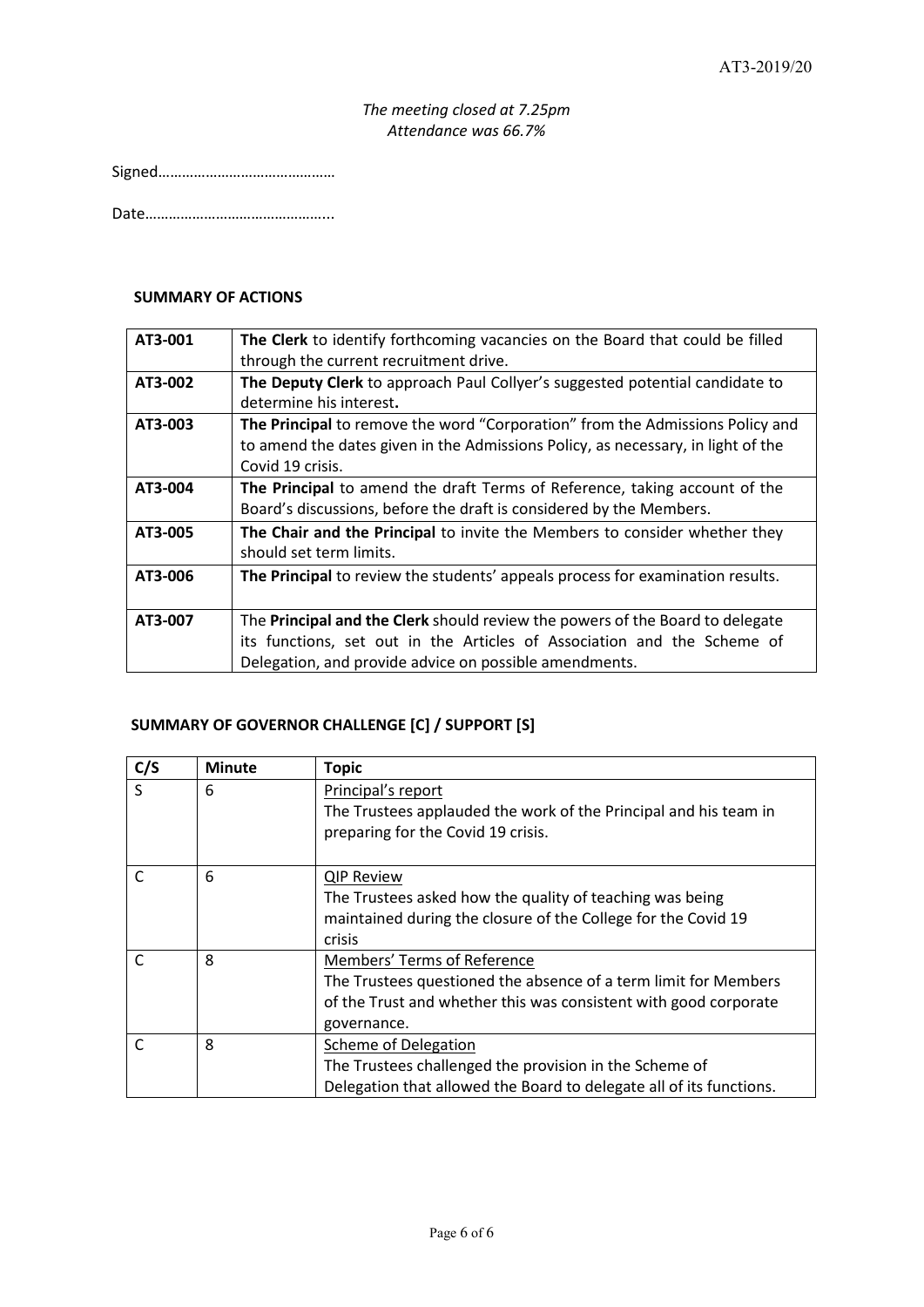*The meeting closed at 7.25pm*
*Attendance was 66.7%*

Signed………………………………………

Date………………………………………..

**SUMMARY OF ACTIONS**

| | |
|---|---|
| **AT3-001** | **The Clerk** to identify forthcoming vacancies on the Board that could be filled through the current recruitment drive. |
| **AT3-002** | **The Deputy Clerk** to approach Paul Collyer's suggested potential candidate to determine his interest**.** |
| **AT3-003** | **The Principal** to remove the word "Corporation" from the Admissions Policy and to amend the dates given in the Admissions Policy, as necessary, in light of the Covid 19 crisis. |
| **AT3-004** | **The Principal** to amend the draft Terms of Reference, taking account of the Board's discussions, before the draft is considered by the Members. |
| **AT3-005** | **The Chair and the Principal** to invite the Members to consider whether they should set term limits. |
| **AT3-006** | **The Principal** to review the students' appeals process for examination results. |
| **AT3-007** | The **Principal and the Clerk** should review the powers of the Board to delegate its functions, set out in the Articles of Association and the Scheme of Delegation, and provide advice on possible amendments. |

**SUMMARY OF GOVERNOR CHALLENGE [C] / SUPPORT [S]**

| C/S | Minute | Topic |
|---|---|---|
| S | 6 | Principal's report<br>The Trustees applauded the work of the Principal and his team in preparing for the Covid 19 crisis. |
| C | 6 | QIP Review<br>The Trustees asked how the quality of teaching was being maintained during the closure of the College for the Covid 19 crisis |
| C | 8 | Members' Terms of Reference<br>The Trustees questioned the absence of a term limit for Members of the Trust and whether this was consistent with good corporate governance. |
| C | 8 | Scheme of Delegation<br>The Trustees challenged the provision in the Scheme of Delegation that allowed the Board to delegate all of its functions. |